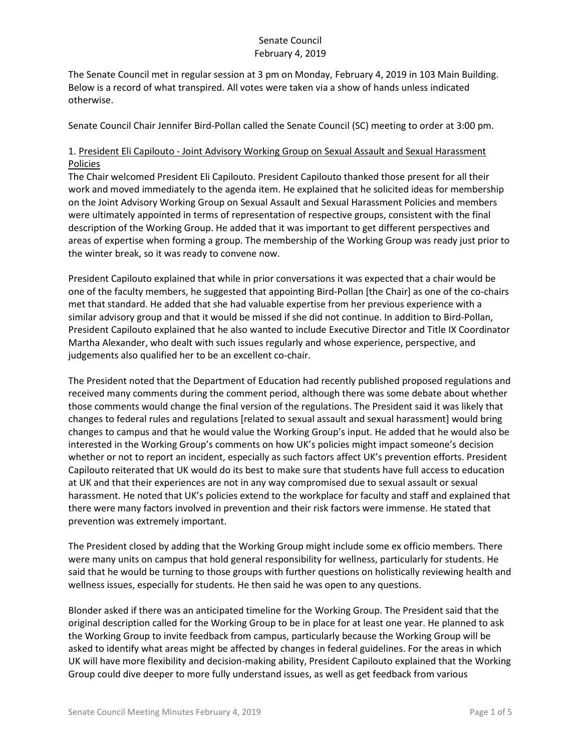# Senate Council
## February 4, 2019

The Senate Council met in regular session at 3 pm on Monday, February 4, 2019 in 103 Main Building. Below is a record of what transpired. All votes were taken via a show of hands unless indicated otherwise.

Senate Council Chair Jennifer Bird-Pollan called the Senate Council (SC) meeting to order at 3:00 pm.

### 1. President Eli Capilouto - Joint Advisory Working Group on Sexual Assault and Sexual Harassment Policies

The Chair welcomed President Eli Capilouto. President Capilouto thanked those present for all their work and moved immediately to the agenda item. He explained that he solicited ideas for membership on the Joint Advisory Working Group on Sexual Assault and Sexual Harassment Policies and members were ultimately appointed in terms of representation of respective groups, consistent with the final description of the Working Group. He added that it was important to get different perspectives and areas of expertise when forming a group. The membership of the Working Group was ready just prior to the winter break, so it was ready to convene now.

President Capilouto explained that while in prior conversations it was expected that a chair would be one of the faculty members, he suggested that appointing Bird-Pollan [the Chair] as one of the co-chairs met that standard. He added that she had valuable expertise from her previous experience with a similar advisory group and that it would be missed if she did not continue. In addition to Bird-Pollan, President Capilouto explained that he also wanted to include Executive Director and Title IX Coordinator Martha Alexander, who dealt with such issues regularly and whose experience, perspective, and judgements also qualified her to be an excellent co-chair.

The President noted that the Department of Education had recently published proposed regulations and received many comments during the comment period, although there was some debate about whether those comments would change the final version of the regulations. The President said it was likely that changes to federal rules and regulations [related to sexual assault and sexual harassment] would bring changes to campus and that he would value the Working Group's input. He added that he would also be interested in the Working Group's comments on how UK's policies might impact someone's decision whether or not to report an incident, especially as such factors affect UK's prevention efforts. President Capilouto reiterated that UK would do its best to make sure that students have full access to education at UK and that their experiences are not in any way compromised due to sexual assault or sexual harassment. He noted that UK's policies extend to the workplace for faculty and staff and explained that there were many factors involved in prevention and their risk factors were immense. He stated that prevention was extremely important.

The President closed by adding that the Working Group might include some ex officio members. There were many units on campus that hold general responsibility for wellness, particularly for students. He said that he would be turning to those groups with further questions on holistically reviewing health and wellness issues, especially for students. He then said he was open to any questions.

Blonder asked if there was an anticipated timeline for the Working Group. The President said that the original description called for the Working Group to be in place for at least one year. He planned to ask the Working Group to invite feedback from campus, particularly because the Working Group will be asked to identify what areas might be affected by changes in federal guidelines. For the areas in which UK will have more flexibility and decision-making ability, President Capilouto explained that the Working Group could dive deeper to more fully understand issues, as well as get feedback from various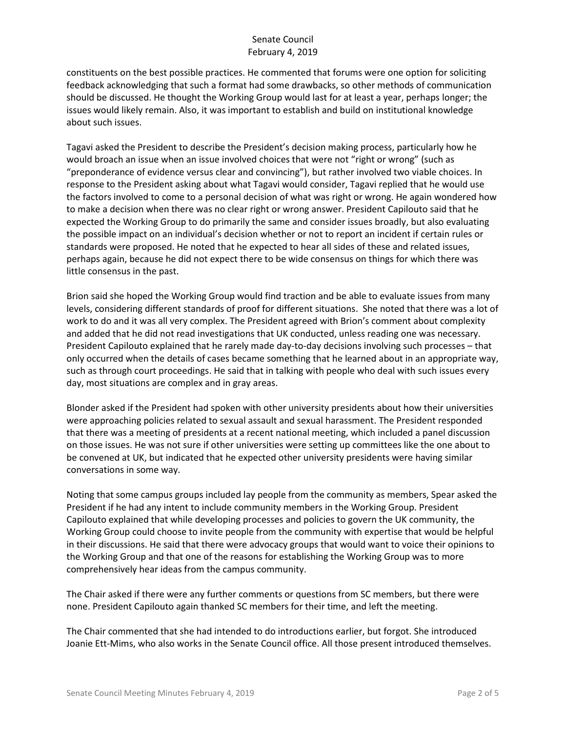constituents on the best possible practices. He commented that forums were one option for soliciting feedback acknowledging that such a format had some drawbacks, so other methods of communication should be discussed. He thought the Working Group would last for at least a year, perhaps longer; the issues would likely remain. Also, it was important to establish and build on institutional knowledge about such issues.

Tagavi asked the President to describe the President's decision making process, particularly how he would broach an issue when an issue involved choices that were not "right or wrong" (such as "preponderance of evidence versus clear and convincing"), but rather involved two viable choices. In response to the President asking about what Tagavi would consider, Tagavi replied that he would use the factors involved to come to a personal decision of what was right or wrong. He again wondered how to make a decision when there was no clear right or wrong answer. President Capilouto said that he expected the Working Group to do primarily the same and consider issues broadly, but also evaluating the possible impact on an individual's decision whether or not to report an incident if certain rules or standards were proposed. He noted that he expected to hear all sides of these and related issues, perhaps again, because he did not expect there to be wide consensus on things for which there was little consensus in the past.

Brion said she hoped the Working Group would find traction and be able to evaluate issues from many levels, considering different standards of proof for different situations. She noted that there was a lot of work to do and it was all very complex. The President agreed with Brion's comment about complexity and added that he did not read investigations that UK conducted, unless reading one was necessary. President Capilouto explained that he rarely made day-to-day decisions involving such processes – that only occurred when the details of cases became something that he learned about in an appropriate way, such as through court proceedings. He said that in talking with people who deal with such issues every day, most situations are complex and in gray areas.

Blonder asked if the President had spoken with other university presidents about how their universities were approaching policies related to sexual assault and sexual harassment. The President responded that there was a meeting of presidents at a recent national meeting, which included a panel discussion on those issues. He was not sure if other universities were setting up committees like the one about to be convened at UK, but indicated that he expected other university presidents were having similar conversations in some way.

Noting that some campus groups included lay people from the community as members, Spear asked the President if he had any intent to include community members in the Working Group. President Capilouto explained that while developing processes and policies to govern the UK community, the Working Group could choose to invite people from the community with expertise that would be helpful in their discussions. He said that there were advocacy groups that would want to voice their opinions to the Working Group and that one of the reasons for establishing the Working Group was to more comprehensively hear ideas from the campus community.

The Chair asked if there were any further comments or questions from SC members, but there were none. President Capilouto again thanked SC members for their time, and left the meeting.

The Chair commented that she had intended to do introductions earlier, but forgot. She introduced Joanie Ett-Mims, who also works in the Senate Council office. All those present introduced themselves.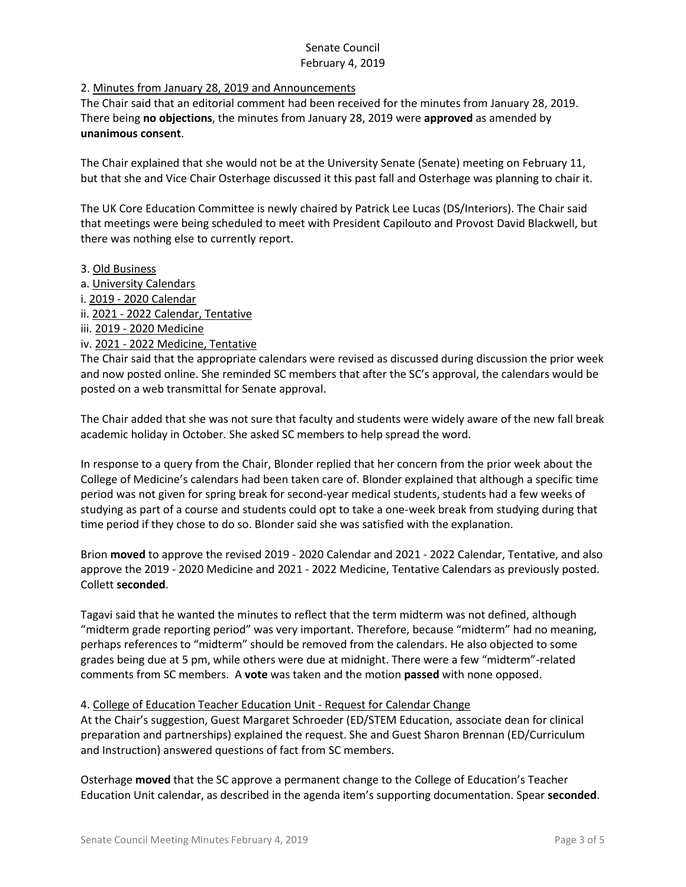2. Minutes from January 28, 2019 and Announcements

The Chair said that an editorial comment had been received for the minutes from January 28, 2019. There being **no objections**, the minutes from January 28, 2019 were **approved** as amended by **unanimous consent**.

The Chair explained that she would not be at the University Senate (Senate) meeting on February 11, but that she and Vice Chair Osterhage discussed it this past fall and Osterhage was planning to chair it.

The UK Core Education Committee is newly chaired by Patrick Lee Lucas (DS/Interiors). The Chair said that meetings were being scheduled to meet with President Capilouto and Provost David Blackwell, but there was nothing else to currently report.

3. Old Business

a. University Calendars

i. 2019 - 2020 Calendar

ii. 2021 - 2022 Calendar, Tentative

iii. 2019 - 2020 Medicine

iv. 2021 - 2022 Medicine, Tentative

The Chair said that the appropriate calendars were revised as discussed during discussion the prior week and now posted online. She reminded SC members that after the SC's approval, the calendars would be posted on a web transmittal for Senate approval.

The Chair added that she was not sure that faculty and students were widely aware of the new fall break academic holiday in October. She asked SC members to help spread the word.

In response to a query from the Chair, Blonder replied that her concern from the prior week about the College of Medicine's calendars had been taken care of. Blonder explained that although a specific time period was not given for spring break for second-year medical students, students had a few weeks of studying as part of a course and students could opt to take a one-week break from studying during that time period if they chose to do so. Blonder said she was satisfied with the explanation.

Brion **moved** to approve the revised 2019 - 2020 Calendar and 2021 - 2022 Calendar, Tentative, and also approve the 2019 - 2020 Medicine and 2021 - 2022 Medicine, Tentative Calendars as previously posted. Collett **seconded**.

Tagavi said that he wanted the minutes to reflect that the term midterm was not defined, although "midterm grade reporting period" was very important. Therefore, because "midterm" had no meaning, perhaps references to "midterm" should be removed from the calendars. He also objected to some grades being due at 5 pm, while others were due at midnight. There were a few "midterm"-related comments from SC members. A **vote** was taken and the motion **passed** with none opposed.

4. College of Education Teacher Education Unit - Request for Calendar Change

At the Chair's suggestion, Guest Margaret Schroeder (ED/STEM Education, associate dean for clinical preparation and partnerships) explained the request. She and Guest Sharon Brennan (ED/Curriculum and Instruction) answered questions of fact from SC members.

Osterhage **moved** that the SC approve a permanent change to the College of Education's Teacher Education Unit calendar, as described in the agenda item's supporting documentation. Spear **seconded**.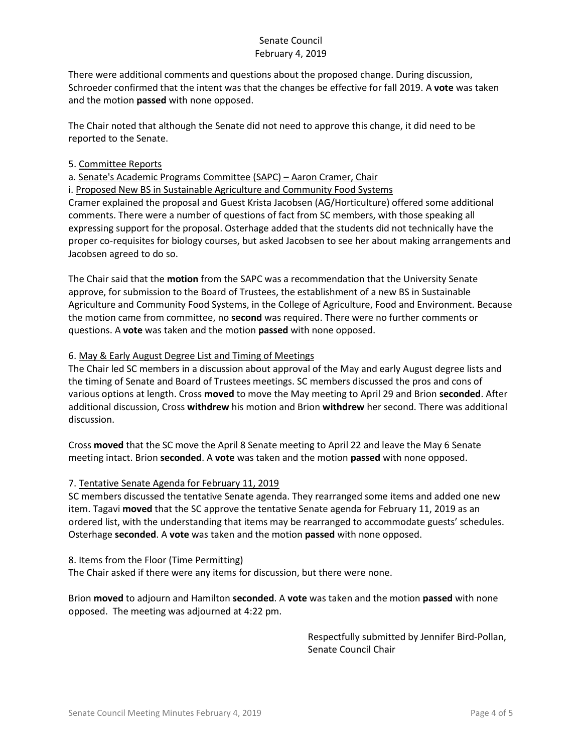There were additional comments and questions about the proposed change. During discussion, Schroeder confirmed that the intent was that the changes be effective for fall 2019. A **vote** was taken and the motion **passed** with none opposed.

The Chair noted that although the Senate did not need to approve this change, it did need to be reported to the Senate.

5. Committee Reports

a. Senate's Academic Programs Committee (SAPC) – Aaron Cramer, Chair

i. Proposed New BS in Sustainable Agriculture and Community Food Systems

Cramer explained the proposal and Guest Krista Jacobsen (AG/Horticulture) offered some additional comments. There were a number of questions of fact from SC members, with those speaking all expressing support for the proposal. Osterhage added that the students did not technically have the proper co-requisites for biology courses, but asked Jacobsen to see her about making arrangements and Jacobsen agreed to do so.

The Chair said that the **motion** from the SAPC was a recommendation that the University Senate approve, for submission to the Board of Trustees, the establishment of a new BS in Sustainable Agriculture and Community Food Systems, in the College of Agriculture, Food and Environment. Because the motion came from committee, no **second** was required. There were no further comments or questions. A **vote** was taken and the motion **passed** with none opposed.

6. May & Early August Degree List and Timing of Meetings

The Chair led SC members in a discussion about approval of the May and early August degree lists and the timing of Senate and Board of Trustees meetings. SC members discussed the pros and cons of various options at length. Cross **moved** to move the May meeting to April 29 and Brion **seconded**. After additional discussion, Cross **withdrew** his motion and Brion **withdrew** her second. There was additional discussion.

Cross **moved** that the SC move the April 8 Senate meeting to April 22 and leave the May 6 Senate meeting intact. Brion **seconded**. A **vote** was taken and the motion **passed** with none opposed.

7. Tentative Senate Agenda for February 11, 2019

SC members discussed the tentative Senate agenda. They rearranged some items and added one new item. Tagavi **moved** that the SC approve the tentative Senate agenda for February 11, 2019 as an ordered list, with the understanding that items may be rearranged to accommodate guests' schedules. Osterhage **seconded**. A **vote** was taken and the motion **passed** with none opposed.

8. Items from the Floor (Time Permitting)

The Chair asked if there were any items for discussion, but there were none.

Brion **moved** to adjourn and Hamilton **seconded**. A **vote** was taken and the motion **passed** with none opposed. The meeting was adjourned at 4:22 pm.

Respectfully submitted by Jennifer Bird-Pollan,
Senate Council Chair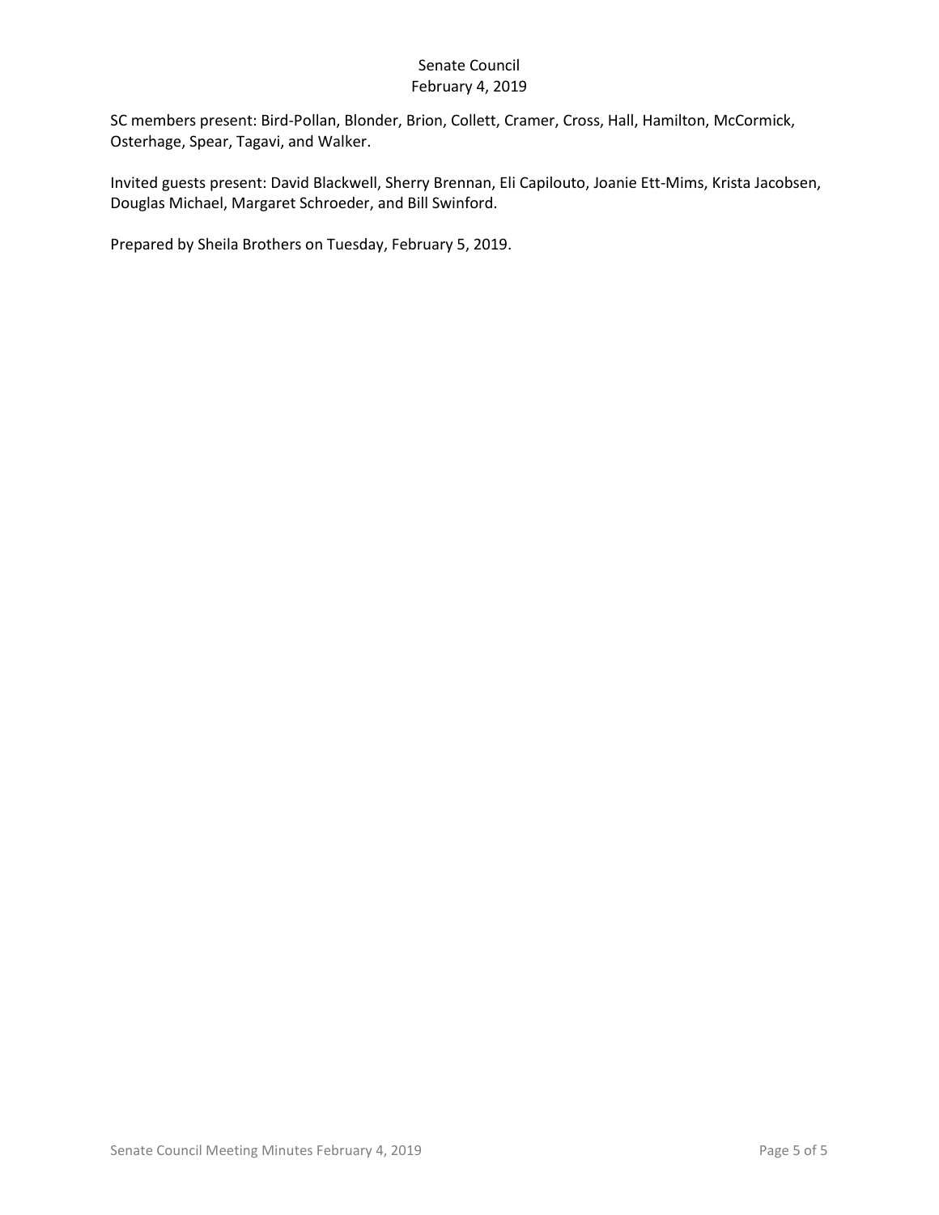SC members present: Bird-Pollan, Blonder, Brion, Collett, Cramer, Cross, Hall, Hamilton, McCormick, Osterhage, Spear, Tagavi, and Walker.

Invited guests present: David Blackwell, Sherry Brennan, Eli Capilouto, Joanie Ett-Mims, Krista Jacobsen, Douglas Michael, Margaret Schroeder, and Bill Swinford.

Prepared by Sheila Brothers on Tuesday, February 5, 2019.